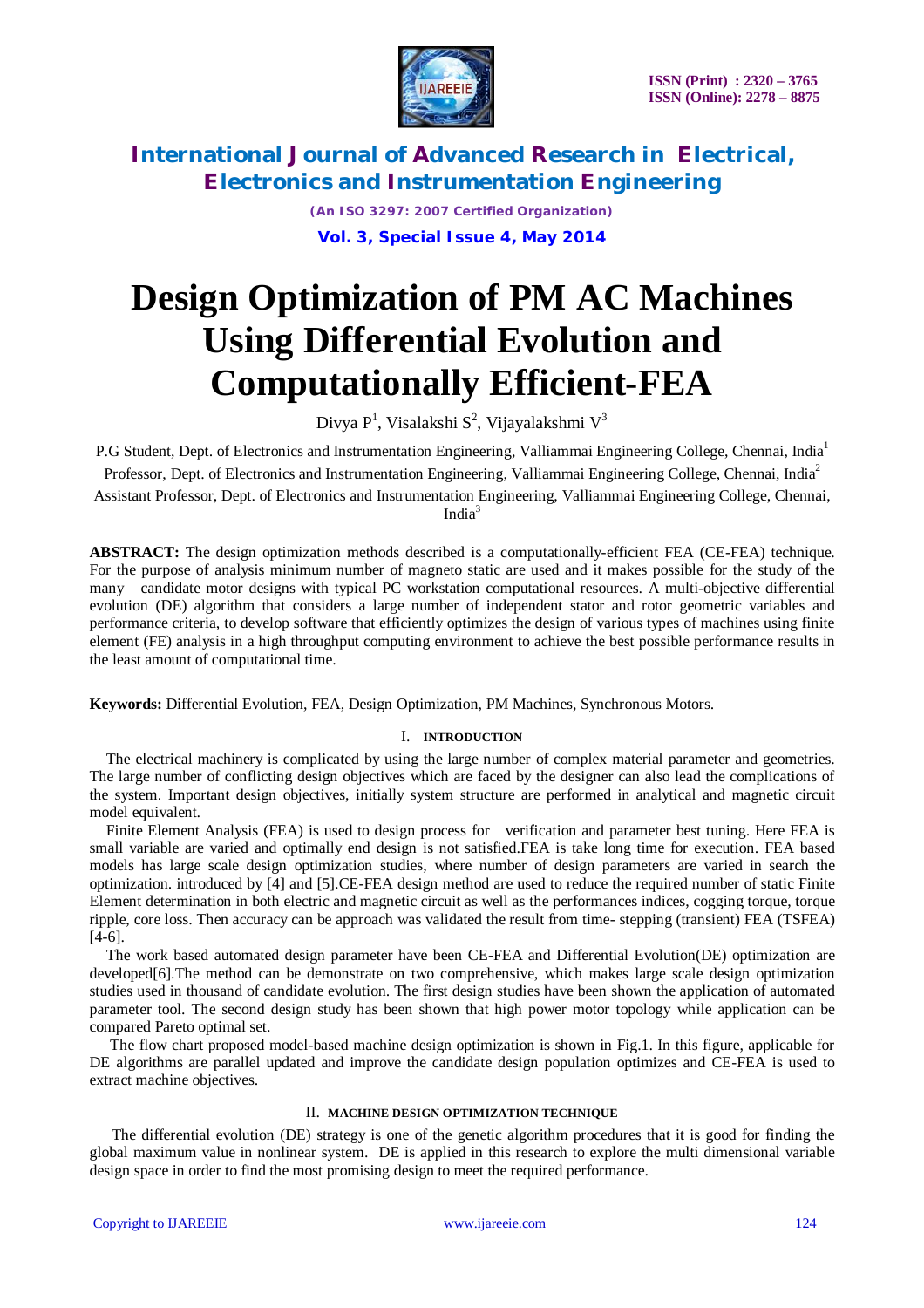# Design Optimization of PM AC Machines Using Differential Evolution and Computationally Efficient-FEA

Divya P[1], Visalakshi S[2], Vijayalakshmi V[3]

P.G Student, Dept. of Electronics and Instrumentation Engineering, Valliammai Engineering College, Chennai, India[1]

Professor, Dept. of Electronics and Instrumentation Engineering, Valliammai Engineering College, Chennai, India[2]

Assistant Professor, Dept. of Electronics and Instrumentation Engineering, Valliammai Engineering College, Chennai, India[3]

**ABSTRACT:** The design optimization methods described is a computationally-efficient FEA (CE-FEA) technique. For the purpose of analysis minimum number of magneto static are used and it makes possible for the study of the many candidate motor designs with typical PC workstation computational resources. A multi-objective differential evolution (DE) algorithm that considers a large number of independent stator and rotor geometric variables and performance criteria, to develop software that efficiently optimizes the design of various types of machines using finite element (FE) analysis in a high throughput computing environment to achieve the best possible performance results in the least amount of computational time.

**Keywords:** Differential Evolution, FEA, Design Optimization, PM Machines, Synchronous Motors.

## I. INTRODUCTION

The electrical machinery is complicated by using the large number of complex material parameter and geometries. The large number of conflicting design objectives which are faced by the designer can also lead the complications of the system. Important design objectives, initially system structure are performed in analytical and magnetic circuit model equivalent.

Finite Element Analysis (FEA) is used to design process for verification and parameter best tuning. Here FEA is small variable are varied and optimally end design is not satisfied.FEA is take long time for execution. FEA based models has large scale design optimization studies, where number of design parameters are varied in search the optimization. introduced by [4] and [5].CE-FEA design method are used to reduce the required number of static Finite Element determination in both electric and magnetic circuit as well as the performances indices, cogging torque, torque ripple, core loss. Then accuracy can be approach was validated the result from time- stepping (transient) FEA (TSFEA) [4-6].

The work based automated design parameter have been CE-FEA and Differential Evolution(DE) optimization are developed[6].The method can be demonstrate on two comprehensive, which makes large scale design optimization studies used in thousand of candidate evolution. The first design studies have been shown the application of automated parameter tool. The second design study has been shown that high power motor topology while application can be compared Pareto optimal set.

The flow chart proposed model-based machine design optimization is shown in Fig.1. In this figure, applicable for DE algorithms are parallel updated and improve the candidate design population optimizes and CE-FEA is used to extract machine objectives.

## II. MACHINE DESIGN OPTIMIZATION TECHNIQUE

The differential evolution (DE) strategy is one of the genetic algorithm procedures that it is good for finding the global maximum value in nonlinear system. DE is applied in this research to explore the multi dimensional variable design space in order to find the most promising design to meet the required performance.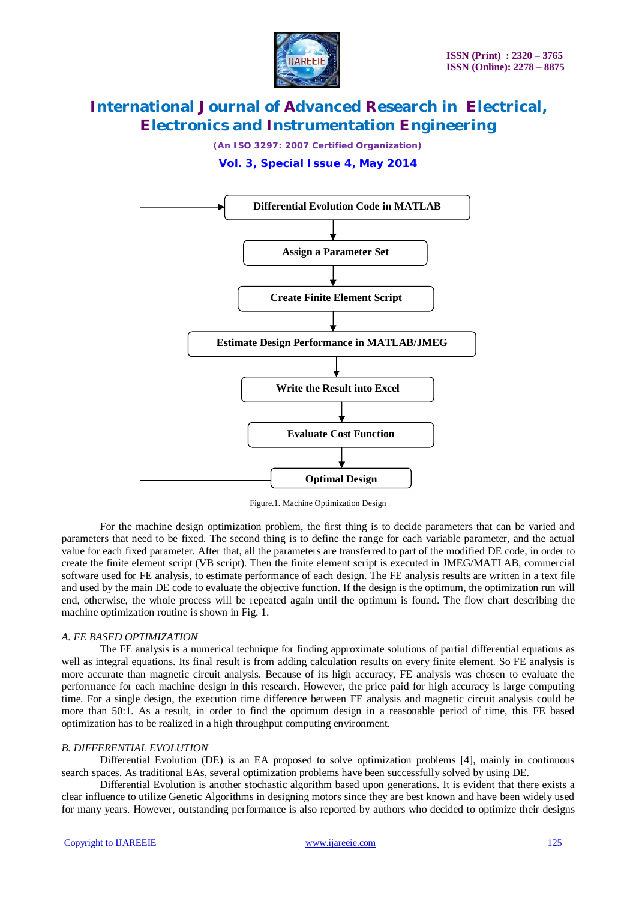Differential Evolution Code in MATLAB

Assign a Parameter Set

Create Finite Element Script

Estimate Design Performance in MATLAB/JMEG

Write the Result into Excel

Evaluate Cost Function

Optimal Design

Figure.1. Machine Optimization Design

For the machine design optimization problem, the first thing is to decide parameters that can be varied and parameters that need to be fixed. The second thing is to define the range for each variable parameter, and the actual value for each fixed parameter. After that, all the parameters are transferred to part of the modified DE code, in order to create the finite element script (VB script). Then the finite element script is executed in JMEG/MATLAB, commercial software used for FE analysis, to estimate performance of each design. The FE analysis results are written in a text file and used by the main DE code to evaluate the objective function. If the design is the optimum, the optimization run will end, otherwise, the whole process will be repeated again until the optimum is found. The flow chart describing the machine optimization routine is shown in Fig. 1.

### *A. FE BASED OPTIMIZATION*

The FE analysis is a numerical technique for finding approximate solutions of partial differential equations as well as integral equations. Its final result is from adding calculation results on every finite element. So FE analysis is more accurate than magnetic circuit analysis. Because of its high accuracy, FE analysis was chosen to evaluate the performance for each machine design in this research. However, the price paid for high accuracy is large computing time. For a single design, the execution time difference between FE analysis and magnetic circuit analysis could be more than 50:1. As a result, in order to find the optimum design in a reasonable period of time, this FE based optimization has to be realized in a high throughput computing environment.

### *B. DIFFERENTIAL EVOLUTION*

Differential Evolution (DE) is an EA proposed to solve optimization problems [4], mainly in continuous search spaces. As traditional EAs, several optimization problems have been successfully solved by using DE.

Differential Evolution is another stochastic algorithm based upon generations. It is evident that there exists a clear influence to utilize Genetic Algorithms in designing motors since they are best known and have been widely used for many years. However, outstanding performance is also reported by authors who decided to optimize their designs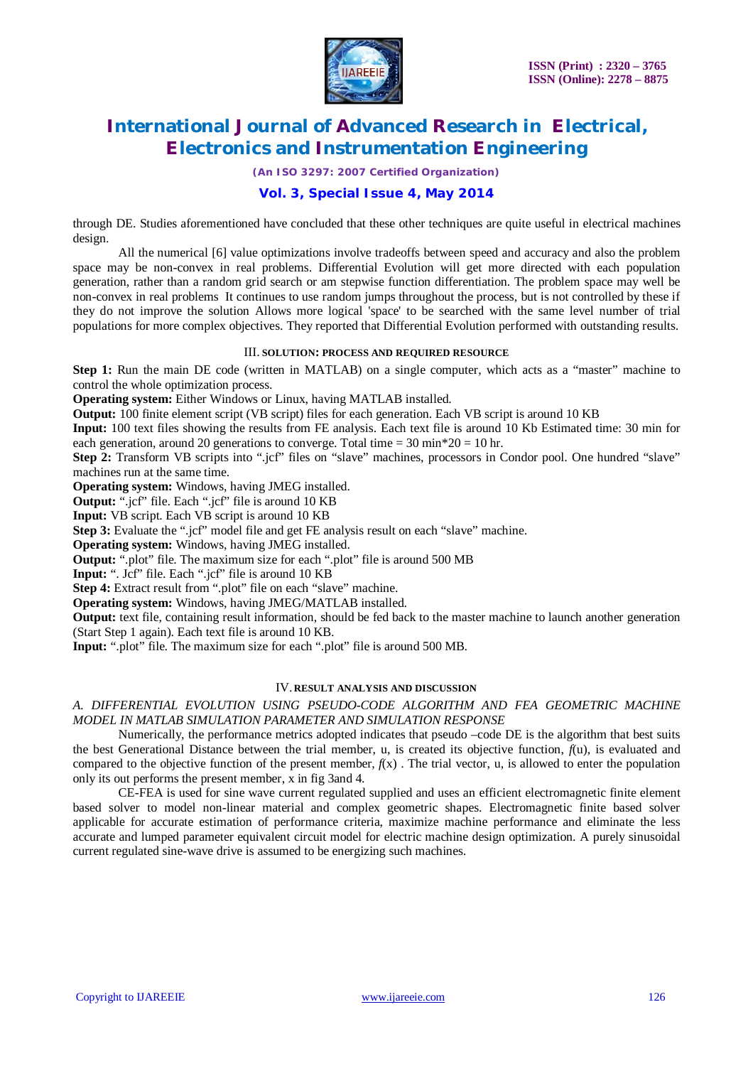through DE. Studies aforementioned have concluded that these other techniques are quite useful in electrical machines design.

All the numerical [6] value optimizations involve tradeoffs between speed and accuracy and also the problem space may be non-convex in real problems. Differential Evolution will get more directed with each population generation, rather than a random grid search or am stepwise function differentiation. The problem space may well be non-convex in real problems It continues to use random jumps throughout the process, but is not controlled by these if they do not improve the solution Allows more logical 'space' to be searched with the same level number of trial populations for more complex objectives. They reported that Differential Evolution performed with outstanding results.

## III. SOLUTION: PROCESS AND REQUIRED RESOURCE

**Step 1:** Run the main DE code (written in MATLAB) on a single computer, which acts as a "master" machine to control the whole optimization process.

**Operating system:** Either Windows or Linux, having MATLAB installed.

**Output:** 100 finite element script (VB script) files for each generation. Each VB script is around 10 KB

**Input:** 100 text files showing the results from FE analysis. Each text file is around 10 Kb Estimated time: 30 min for each generation, around 20 generations to converge. Total time = 30 min*20 = 10 hr.

**Step 2:** Transform VB scripts into ".jcf" files on "slave" machines, processors in Condor pool. One hundred "slave" machines run at the same time.

**Operating system:** Windows, having JMEG installed.

**Output:** ".jcf" file. Each ".jcf" file is around 10 KB

**Input:** VB script. Each VB script is around 10 KB

**Step 3:** Evaluate the ".jcf" model file and get FE analysis result on each "slave" machine.

**Operating system:** Windows, having JMEG installed.

**Output:** ".plot" file. The maximum size for each ".plot" file is around 500 MB

**Input:** ". Jcf" file. Each ".jcf" file is around 10 KB

**Step 4:** Extract result from ".plot" file on each "slave" machine.

**Operating system:** Windows, having JMEG/MATLAB installed.

**Output:** text file, containing result information, should be fed back to the master machine to launch another generation (Start Step 1 again). Each text file is around 10 KB.

**Input:** ".plot" file. The maximum size for each ".plot" file is around 500 MB.

## IV. RESULT ANALYSIS AND DISCUSSION

### *A. DIFFERENTIAL EVOLUTION USING PSEUDO-CODE ALGORITHM AND FEA GEOMETRIC MACHINE MODEL IN MATLAB SIMULATION PARAMETER AND SIMULATION RESPONSE*

Numerically, the performance metrics adopted indicates that pseudo –code DE is the algorithm that best suits the best Generational Distance between the trial member, u, is created its objective function, $f(u)$, is evaluated and compared to the objective function of the present member, $f(x)$ . The trial vector, u, is allowed to enter the population only its out performs the present member, x in fig 3and 4.

CE-FEA is used for sine wave current regulated supplied and uses an efficient electromagnetic finite element based solver to model non-linear material and complex geometric shapes. Electromagnetic finite based solver applicable for accurate estimation of performance criteria, maximize machine performance and eliminate the less accurate and lumped parameter equivalent circuit model for electric machine design optimization. A purely sinusoidal current regulated sine-wave drive is assumed to be energizing such machines.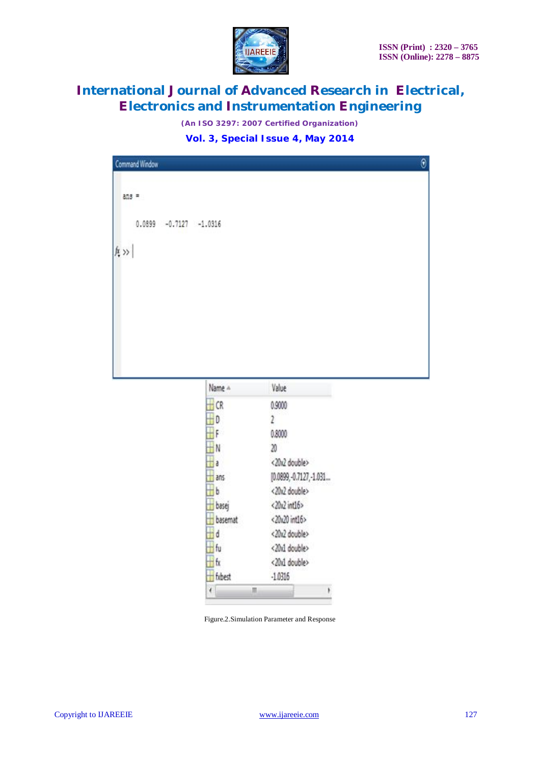```
Command Window

ans =

    0.0899   -0.7127   -1.0316

fx >>
```

| Name | Value |
|---|---|
| CR | 0.9000 |
| D | 2 |
| F | 0.8000 |
| N | 20 |
| a | <20x2 double> |
| ans | [0.0899,-0.7127,-1.031... |
| b | <20x2 double> |
| basej | <20x2 int16> |
| basemat | <20x20 int16> |
| d | <20x2 double> |
| fu | <20x1 double> |
| fx | <20x1 double> |
| fxbest | -1.0316 |

Figure.2.Simulation Parameter and Response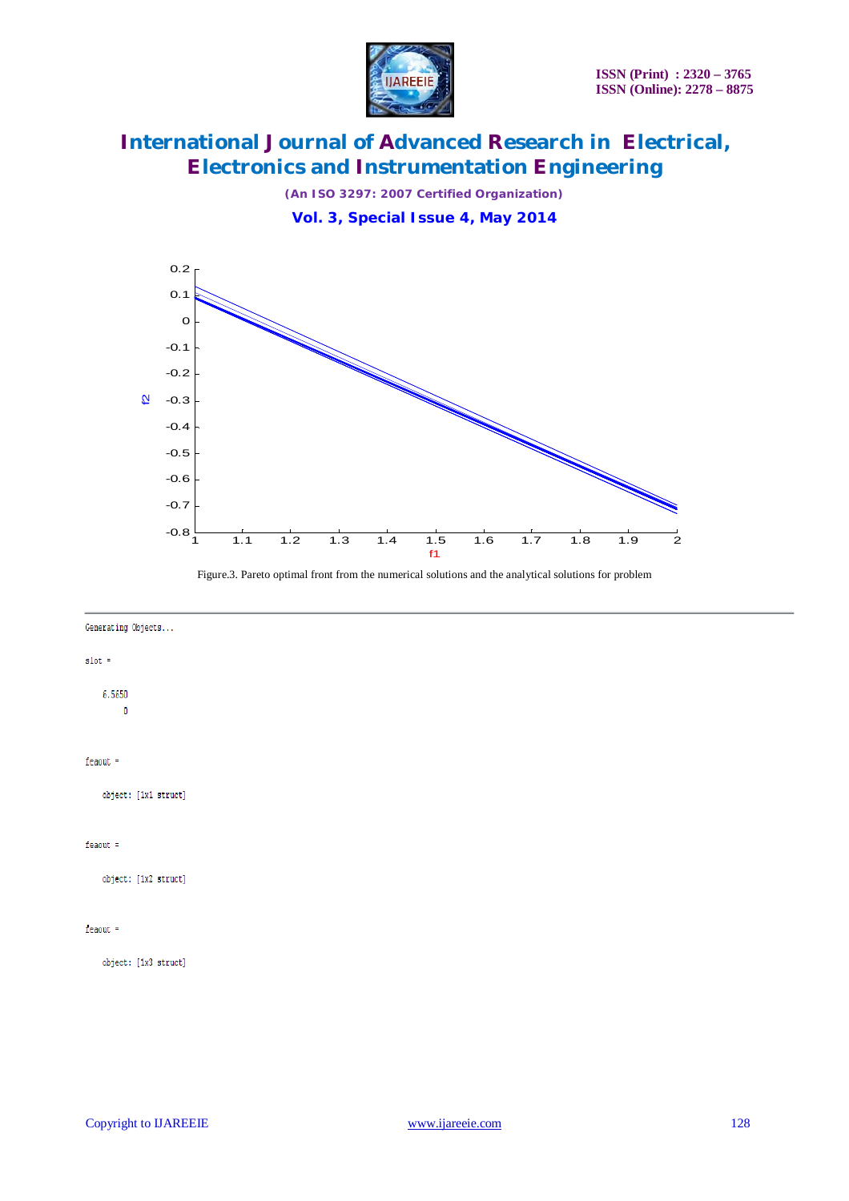Figure.3. Pareto optimal front from the numerical solutions and the analytical solutions for problem

```
Generating Objects...

slot =

    6.5650
         0


feaout =

    object: [1x1 struct]


feaout =

    object: [1x2 struct]


feaout =

    object: [1x3 struct]
```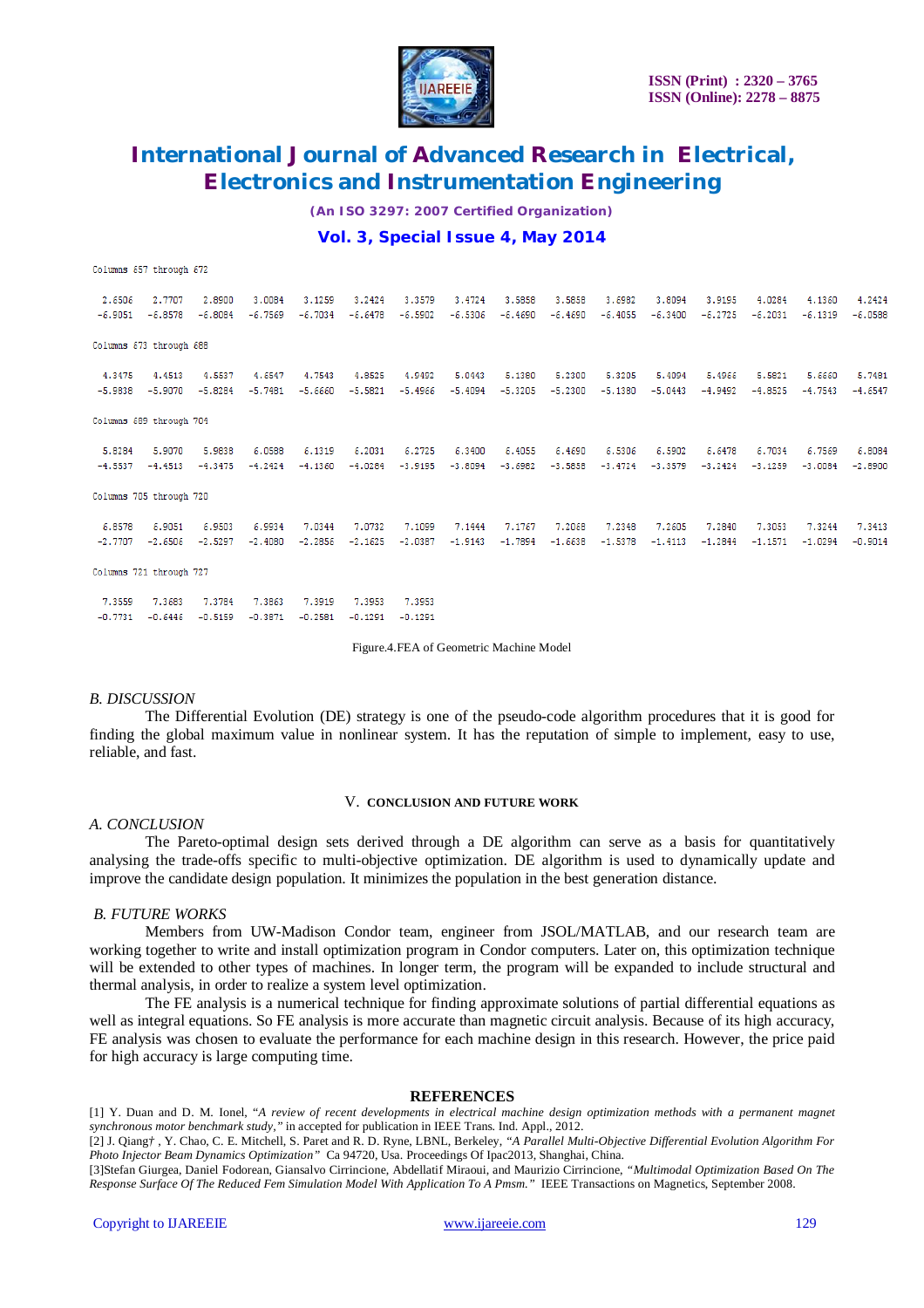```
Columns 657 through 672

  2.6506   2.7707   2.8900   3.0084   3.1259   3.2424   3.3579   3.4724   3.5858   3.5858   3.6982   3.8094   3.9195   4.0284   4.1360   4.2424
 -6.9051  -6.8578  -6.8084  -6.7569  -6.7034  -6.6478  -6.5902  -6.5306  -6.4690  -6.4690  -6.4055  -6.3400  -6.2725  -6.2031  -6.1319  -6.0588

Columns 673 through 688

  4.3475   4.4513   4.5537   4.6547   4.7543   4.8525   4.9492   5.0443   5.1380   5.2300   5.3205   5.4094   5.4966   5.5821   5.6660   5.7481
 -5.9838  -5.9070  -5.8284  -5.7481  -5.6660  -5.5821  -5.4966  -5.4094  -5.3205  -5.2300  -5.1380  -5.0443  -4.9492  -4.8525  -4.7543  -4.6547

Columns 689 through 704

  5.8284   5.9070   5.9838   6.0588   6.1319   6.2031   6.2725   6.3400   6.4055   6.4690   6.5306   6.5902   6.6478   6.7034   6.7569   6.8084
 -4.5537  -4.4513  -4.3475  -4.2424  -4.1360  -4.0284  -3.9195  -3.8094  -3.6982  -3.5858  -3.4724  -3.3579  -3.2424  -3.1259  -3.0084  -2.8900

Columns 705 through 720

  6.8578   6.9051   6.9503   6.9934   7.0344   7.0732   7.1099   7.1444   7.1767   7.2068   7.2348   7.2605   7.2840   7.3053   7.3244   7.3413
 -2.7707  -2.6506  -2.5297  -2.4080  -2.2856  -2.1625  -2.0387  -1.9143  -1.7894  -1.6638  -1.5378  -1.4113  -1.2844  -1.1571  -1.0294  -0.9014

Columns 721 through 727

  7.3559   7.3683   7.3784   7.3863   7.3919   7.3953   7.3953
 -0.7731  -0.6446  -0.5159  -0.3871  -0.2581  -0.1291  -0.1291
```

Figure.4.FEA of Geometric Machine Model

### *B. DISCUSSION*

The Differential Evolution (DE) strategy is one of the pseudo-code algorithm procedures that it is good for finding the global maximum value in nonlinear system. It has the reputation of simple to implement, easy to use, reliable, and fast.

## V. CONCLUSION AND FUTURE WORK

### *A. CONCLUSION*

The Pareto-optimal design sets derived through a DE algorithm can serve as a basis for quantitatively analysing the trade-offs specific to multi-objective optimization. DE algorithm is used to dynamically update and improve the candidate design population. It minimizes the population in the best generation distance.

### *B. FUTURE WORKS*

Members from UW-Madison Condor team, engineer from JSOL/MATLAB, and our research team are working together to write and install optimization program in Condor computers. Later on, this optimization technique will be extended to other types of machines. In longer term, the program will be expanded to include structural and thermal analysis, in order to realize a system level optimization.

The FE analysis is a numerical technique for finding approximate solutions of partial differential equations as well as integral equations. So FE analysis is more accurate than magnetic circuit analysis. Because of its high accuracy, FE analysis was chosen to evaluate the performance for each machine design in this research. However, the price paid for high accuracy is large computing time.

## REFERENCES

[1] Y. Duan and D. M. Ionel, *"A review of recent developments in electrical machine design optimization methods with a permanent magnet synchronous motor benchmark study,"* in accepted for publication in IEEE Trans. Ind. Appl., 2012.

[2] J. Qiang† , Y. Chao, C. E. Mitchell, S. Paret and R. D. Ryne, LBNL, Berkeley, *"A Parallel Multi-Objective Differential Evolution Algorithm For Photo Injector Beam Dynamics Optimization"* Ca 94720, Usa. Proceedings Of Ipac2013, Shanghai, China.

[3]Stefan Giurgea, Daniel Fodorean, Giansalvo Cirrincione, Abdellatif Miraoui, and Maurizio Cirrincione, *"Multimodal Optimization Based On The Response Surface Of The Reduced Fem Simulation Model With Application To A Pmsm."* IEEE Transactions on Magnetics, September 2008.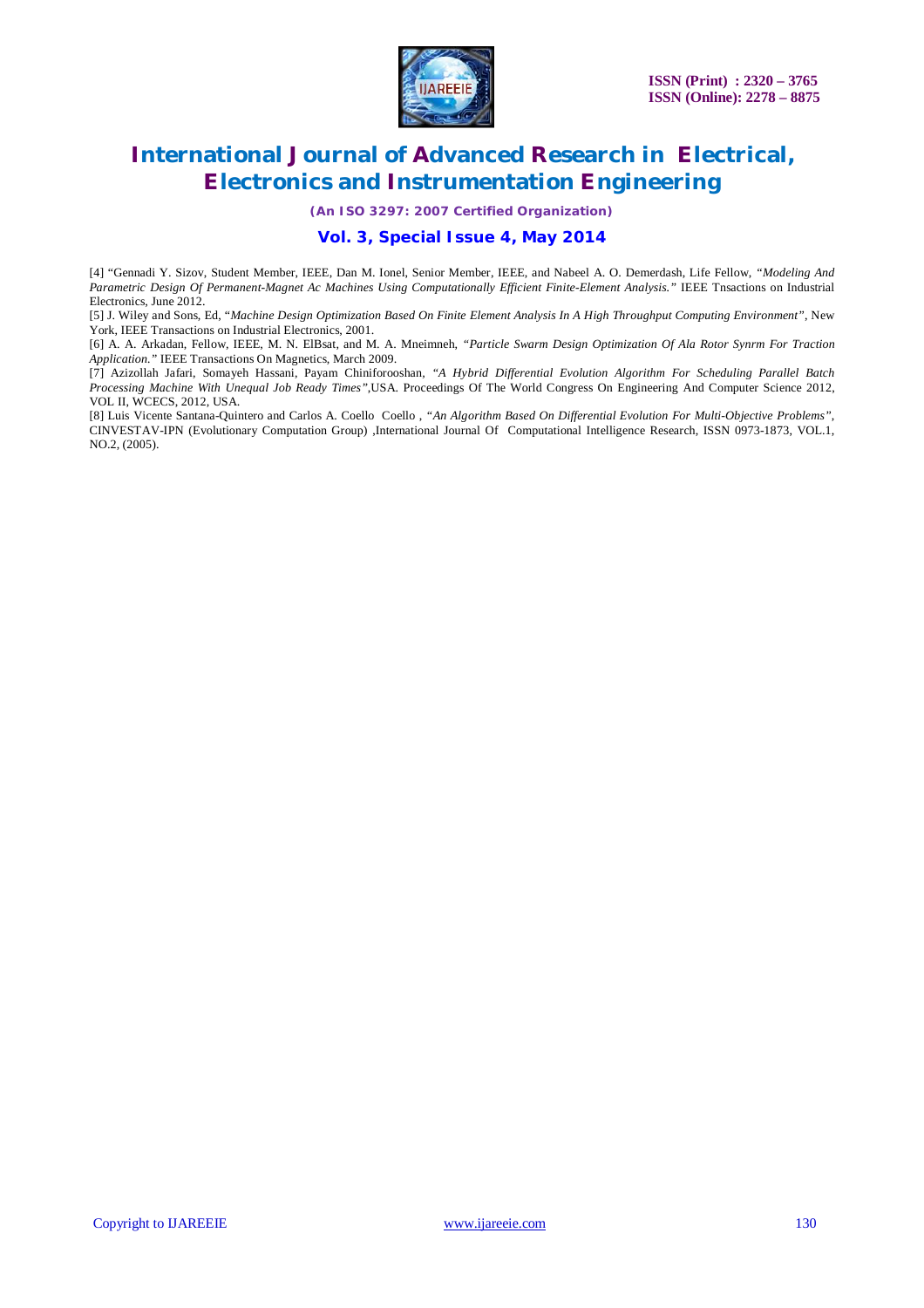[4] "Gennadi Y. Sizov, Student Member, IEEE, Dan M. Ionel, Senior Member, IEEE, and Nabeel A. O. Demerdash, Life Fellow, *"Modeling And Parametric Design Of Permanent-Magnet Ac Machines Using Computationally Efficient Finite-Element Analysis."* IEEE Tnsactions on Industrial Electronics, June 2012.

[5] J. Wiley and Sons, Ed, *"Machine Design Optimization Based On Finite Element Analysis In A High Throughput Computing Environment"*, New York, IEEE Transactions on Industrial Electronics, 2001.

[6] A. A. Arkadan, Fellow, IEEE, M. N. ElBsat, and M. A. Mneimneh, *"Particle Swarm Design Optimization Of Ala Rotor Synrm For Traction Application."* IEEE Transactions On Magnetics, March 2009.

[7] Azizollah Jafari, Somayeh Hassani, Payam Chiniforooshan, *"A Hybrid Differential Evolution Algorithm For Scheduling Parallel Batch Processing Machine With Unequal Job Ready Times"*,USA. Proceedings Of The World Congress On Engineering And Computer Science 2012, VOL II, WCECS, 2012, USA.

[8] Luis Vicente Santana-Quintero and Carlos A. Coello Coello , *"An Algorithm Based On Differential Evolution For Multi-Objective Problems"*, CINVESTAV-IPN (Evolutionary Computation Group) ,International Journal Of Computational Intelligence Research, ISSN 0973-1873, VOL.1, NO.2, (2005).